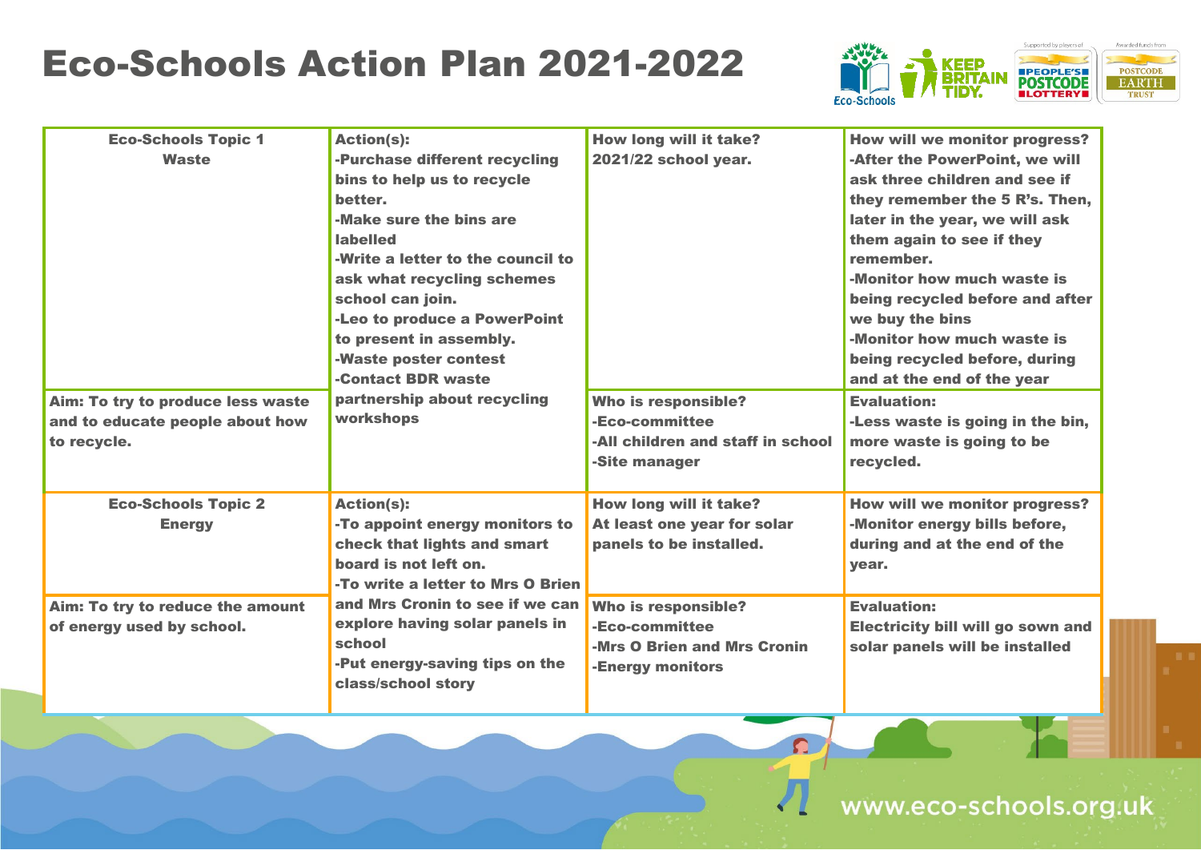# Eco-Schools Action Plan 2021-2022

| Eco-Schools Topic | Action(s) | How long will it take? / Who is responsible? | How will we monitor progress? / Evaluation |
|---|---|---|---|
| **Eco-Schools Topic 1**<br>**Waste**<br><br>**Aim: To try to produce less waste and to educate people about how to recycle.** | **Action(s):**<br>-Purchase different recycling bins to help us to recycle better.<br>-Make sure the bins are labelled<br>-Write a letter to the council to ask what recycling schemes school can join.<br>-Leo to produce a PowerPoint to present in assembly.<br>-Waste poster contest<br>-Contact BDR waste partnership about recycling workshops | **How long will it take?**<br>2021/22 school year.<br><br>**Who is responsible?**<br>-Eco-committee<br>-All children and staff in school<br>-Site manager | **How will we monitor progress?**<br>-After the PowerPoint, we will ask three children and see if they remember the 5 R's. Then, later in the year, we will ask them again to see if they remember.<br>-Monitor how much waste is being recycled before and after we buy the bins<br>-Monitor how much waste is being recycled before, during and at the end of the year<br><br>**Evaluation:**<br>-Less waste is going in the bin, more waste is going to be recycled. |
| **Eco-Schools Topic 2**<br>**Energy**<br><br>**Aim: To try to reduce the amount of energy used by school.** | **Action(s):**<br>-To appoint energy monitors to check that lights and smart board is not left on.<br>-To write a letter to Mrs O Brien and Mrs Cronin to see if we can explore having solar panels in school<br>-Put energy-saving tips on the class/school story | **How long will it take?**<br>At least one year for solar panels to be installed.<br><br>**Who is responsible?**<br>-Eco-committee<br>-Mrs O Brien and Mrs Cronin<br>-Energy monitors | **How will we monitor progress?**<br>-Monitor energy bills before, during and at the end of the year.<br><br>**Evaluation:**<br>Electricity bill will go sown and solar panels will be installed |

www.eco-schools.org.uk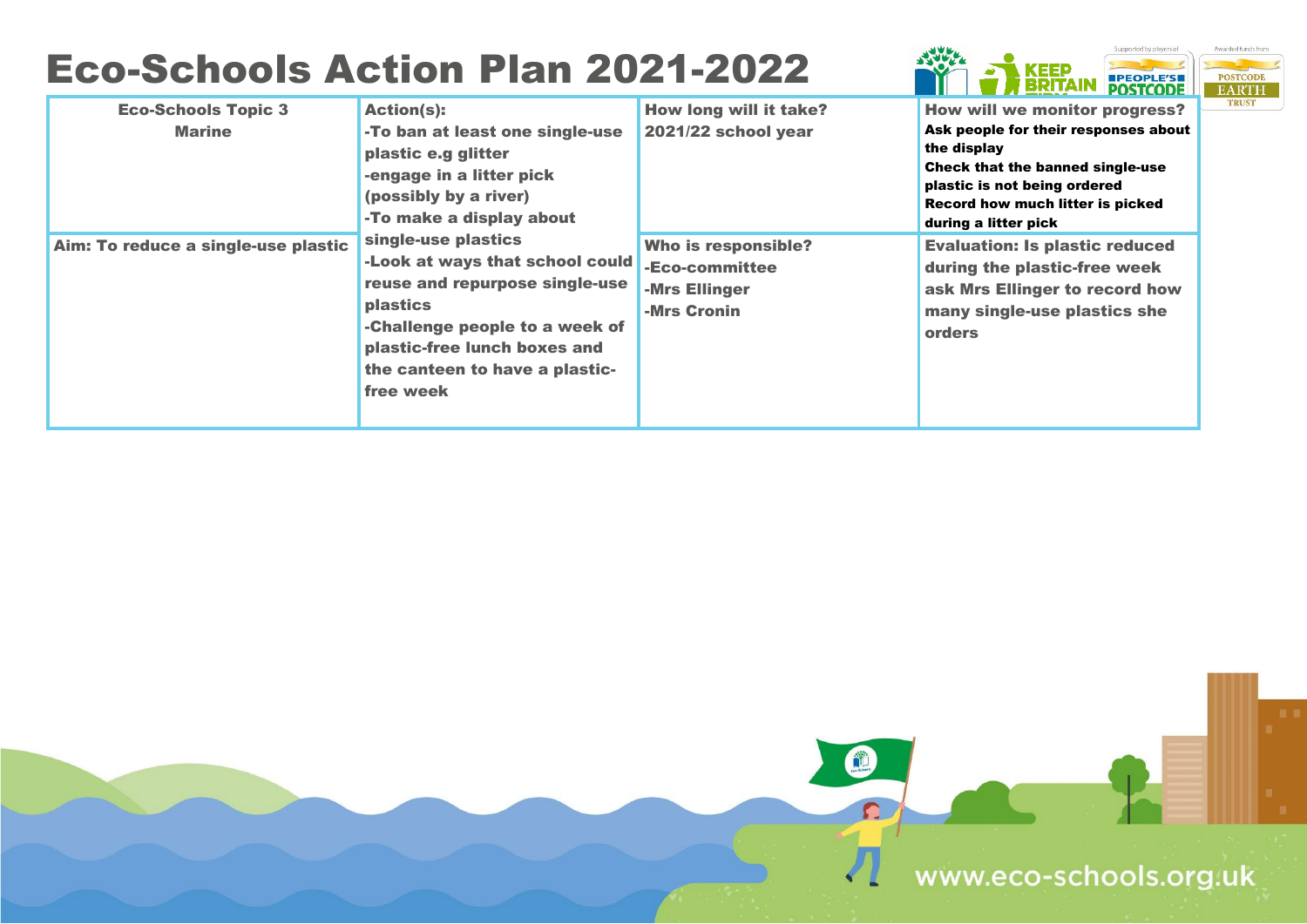# Eco-Schools Action Plan 2021-2022

| | | | |
|---|---|---|---|
| **Eco-Schools Topic 3**<br>**Marine** | **Action(s):**<br>**-To ban at least one single-use plastic e.g glitter**<br>**-engage in a litter pick (possibly by a river)**<br>**-To make a display about single-use plastics**<br>**-Look at ways that school could reuse and repurpose single-use plastics**<br>**-Challenge people to a week of plastic-free lunch boxes and the canteen to have a plastic-free week** | **How long will it take?**<br>**2021/22 school year** | **How will we monitor progress?**<br>**Ask people for their responses about the display**<br>**Check that the banned single-use plastic is not being ordered**<br>**Record how much litter is picked during a litter pick** |
| **Aim: To reduce a single-use plastic** | | **Who is responsible?**<br>**-Eco-committee**<br>**-Mrs Ellinger**<br>**-Mrs Cronin** | **Evaluation: Is plastic reduced during the plastic-free week ask Mrs Ellinger to record how many single-use plastics she orders** |

www.eco-schools.org.uk